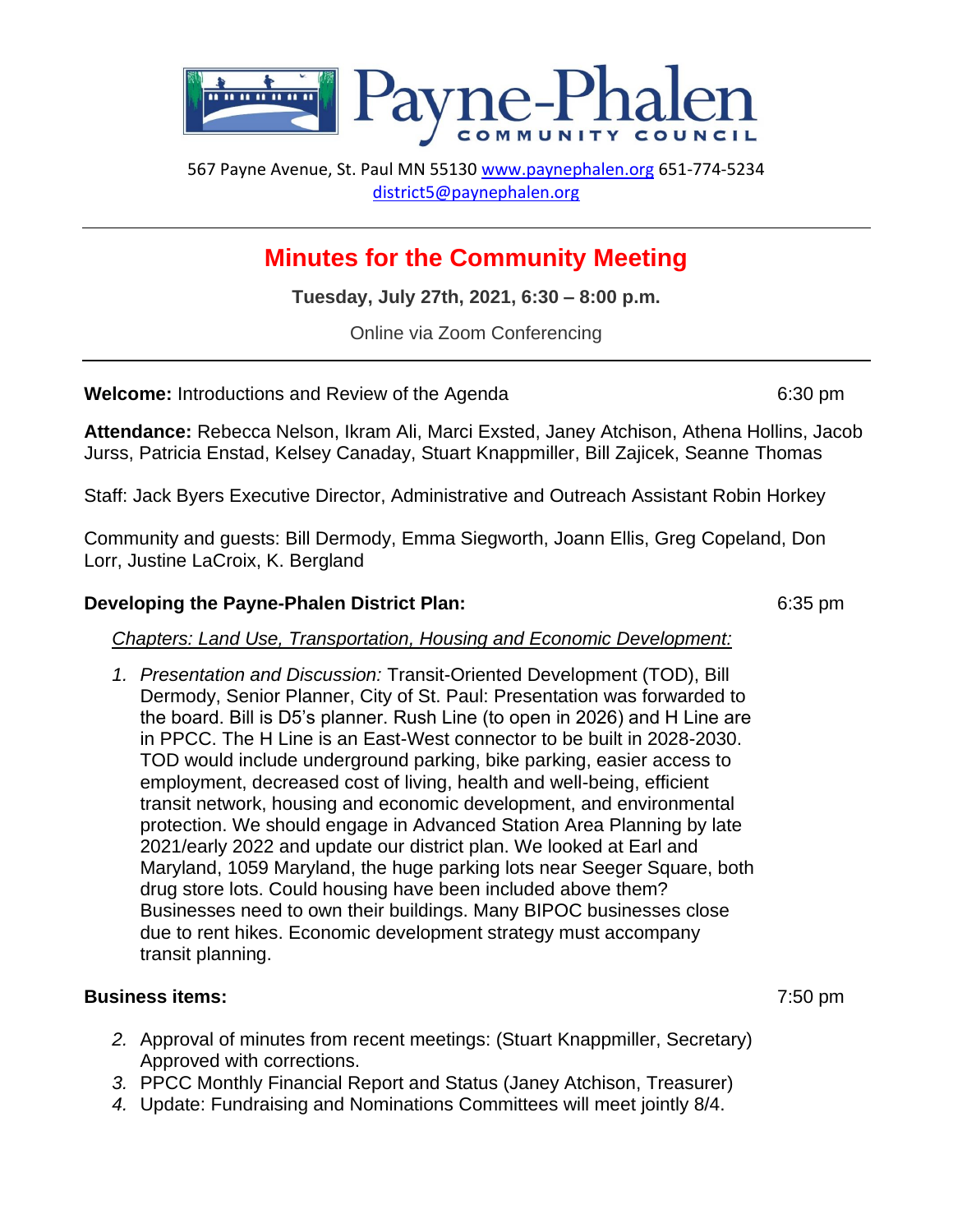# Payne-Phalen

COMMUNITY COUNCIL

567 Payne Avenue, St. Paul MN 55130 www.paynephalen.org 651-774-5234
district5@paynephalen.org

---

## Minutes for the Community Meeting

**Tuesday, July 27th, 2021, 6:30 – 8:00 p.m.**

Online via Zoom Conferencing

---

**Welcome:** Introductions and Review of the Agenda 6:30 pm

**Attendance:** Rebecca Nelson, Ikram Ali, Marci Exsted, Janey Atchison, Athena Hollins, Jacob Jurss, Patricia Enstad, Kelsey Canaday, Stuart Knappmiller, Bill Zajicek, Seanne Thomas

Staff: Jack Byers Executive Director, Administrative and Outreach Assistant Robin Horkey

Community and guests: Bill Dermody, Emma Siegworth, Joann Ellis, Greg Copeland, Don Lorr, Justine LaCroix, K. Bergland

**Developing the Payne-Phalen District Plan:** 6:35 pm

*Chapters: Land Use, Transportation, Housing and Economic Development:*

1. *Presentation and Discussion:* Transit-Oriented Development (TOD), Bill Dermody, Senior Planner, City of St. Paul: Presentation was forwarded to the board. Bill is D5's planner. Rush Line (to open in 2026) and H Line are in PPCC. The H Line is an East-West connector to be built in 2028-2030. TOD would include underground parking, bike parking, easier access to employment, decreased cost of living, health and well-being, efficient transit network, housing and economic development, and environmental protection. We should engage in Advanced Station Area Planning by late 2021/early 2022 and update our district plan. We looked at Earl and Maryland, 1059 Maryland, the huge parking lots near Seeger Square, both drug store lots. Could housing have been included above them? Businesses need to own their buildings. Many BIPOC businesses close due to rent hikes. Economic development strategy must accompany transit planning.

**Business items:** 7:50 pm

2. Approval of minutes from recent meetings: (Stuart Knappmiller, Secretary) Approved with corrections.
3. PPCC Monthly Financial Report and Status (Janey Atchison, Treasurer)
4. Update: Fundraising and Nominations Committees will meet jointly 8/4.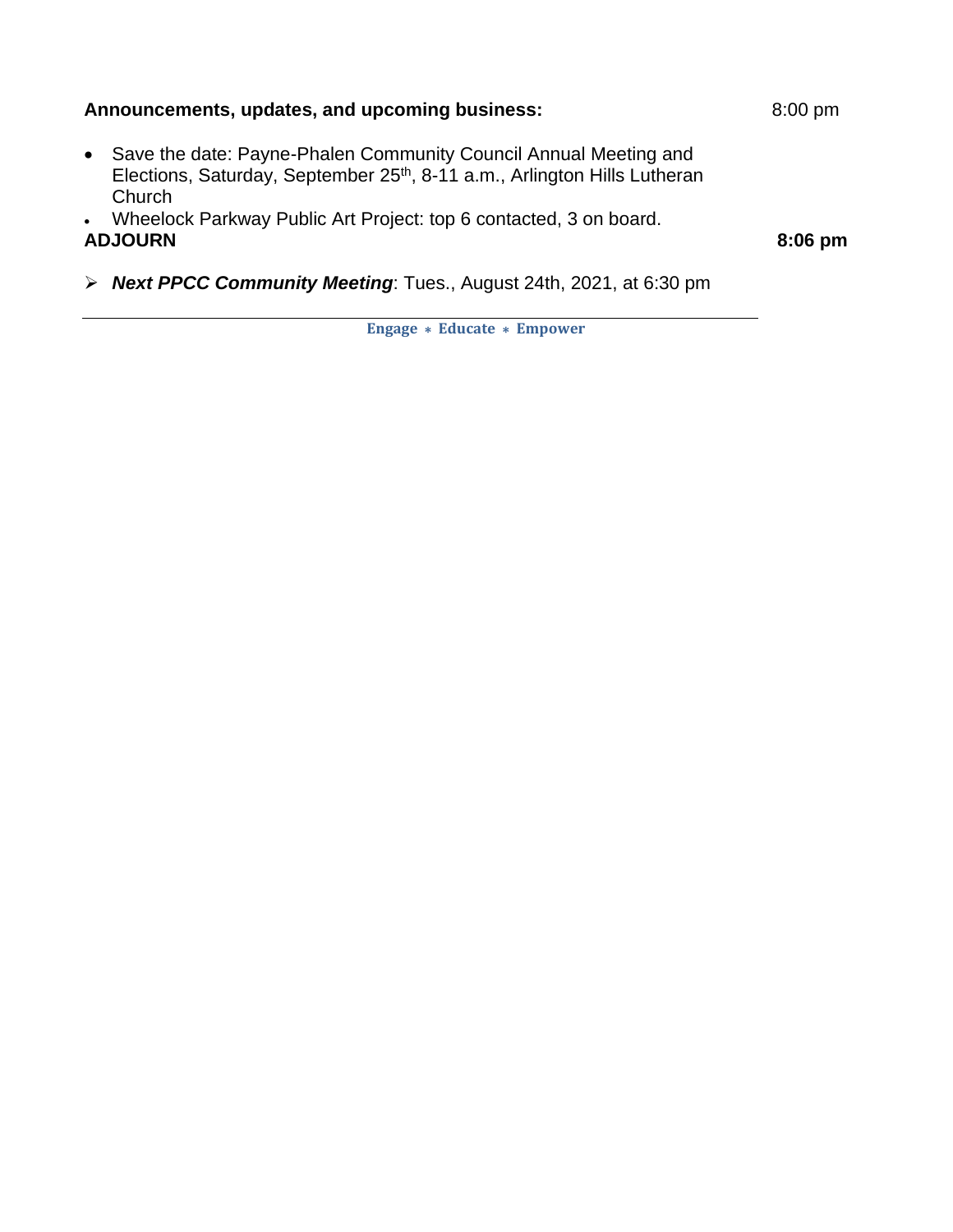**Announcements, updates, and upcoming business:** 8:00 pm

- Save the date: Payne-Phalen Community Council Annual Meeting and Elections, Saturday, September 25th, 8-11 a.m., Arlington Hills Lutheran Church
- Wheelock Parkway Public Art Project: top 6 contacted, 3 on board.

**ADJOURN** **8:06 pm**

- ***Next PPCC Community Meeting***: Tues., August 24th, 2021, at 6:30 pm

---

**Engage ∗ Educate ∗ Empower**